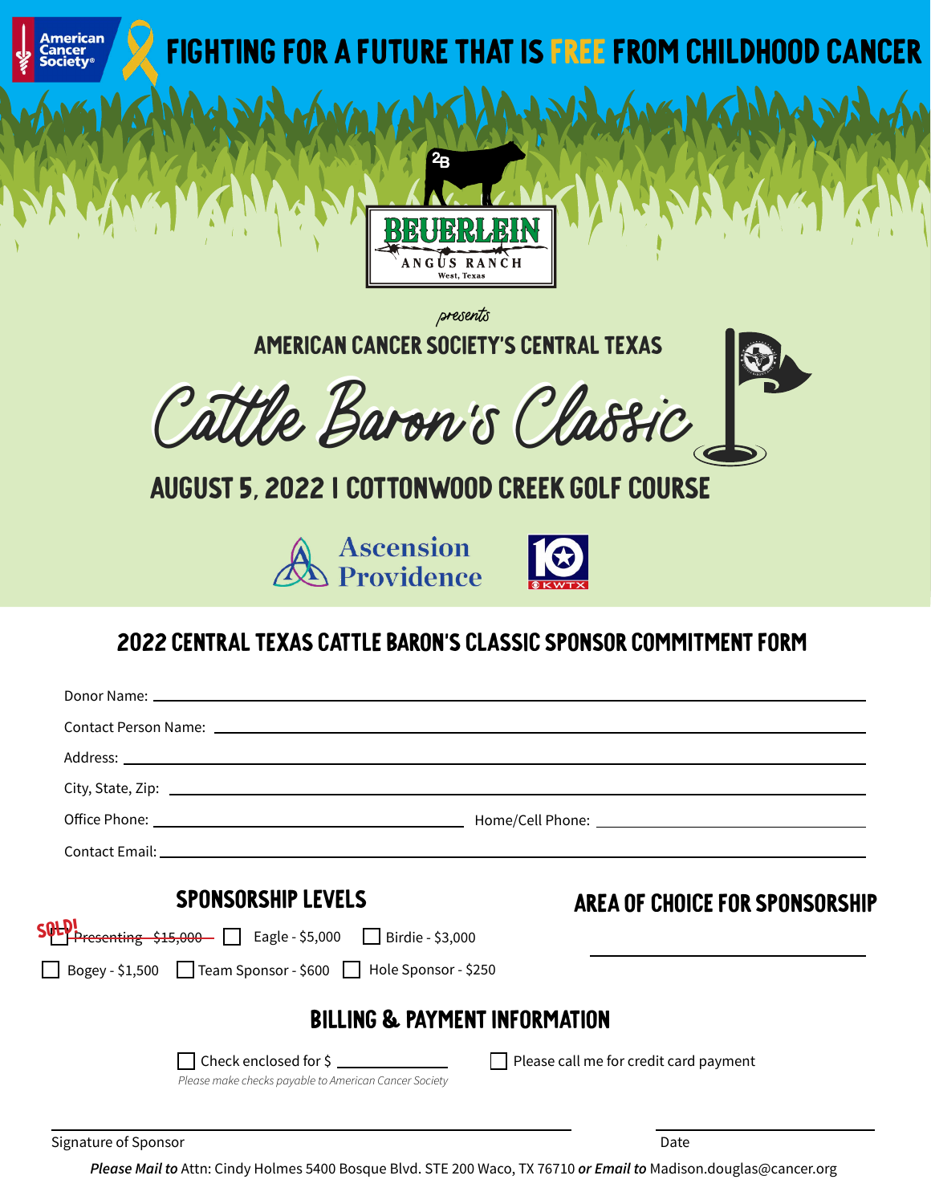American Cancer Society®

# FIGHTING FOR A FUTURE THAT IS FREE FROM CHILDHOOD CANCER

BEUERLEIN ANGUS RANCH
West, Texas

*presents*

## AMERICAN CANCER SOCIETY'S CENTRAL TEXAS

# Cattle Baron's Classic

## AUGUST 5, 2022 | COTTONWOOD CREEK GOLF COURSE

Ascension Providence

10 KWTX

## 2022 CENTRAL TEXAS CATTLE BARON'S CLASSIC SPONSOR COMMITMENT FORM

Donor Name: ______________________________

Contact Person Name: ______________________________

Address: ______________________________

City, State, Zip: ______________________________

Office Phone: ______________________ Home/Cell Phone: ______________________

Contact Email: ______________________________

### SPONSORSHIP LEVELS

SOLD! ☐ ~~Presenting - $15,000~~ ☐ Eagle - $5,000 ☐ Birdie - $3,000

☐ Bogey - $1,500 ☐ Team Sponsor - $600 ☐ Hole Sponsor - $250

### AREA OF CHOICE FOR SPONSORSHIP

______________________________

### BILLING & PAYMENT INFORMATION

☐ Check enclosed for $ ____________

*Please make checks payable to American Cancer Society*

☐ Please call me for credit card payment

______________________________ Signature of Sponsor

______________ Date

***Please Mail to*** Attn: Cindy Holmes 5400 Bosque Blvd. STE 200 Waco, TX 76710 ***or Email to*** Madison.douglas@cancer.org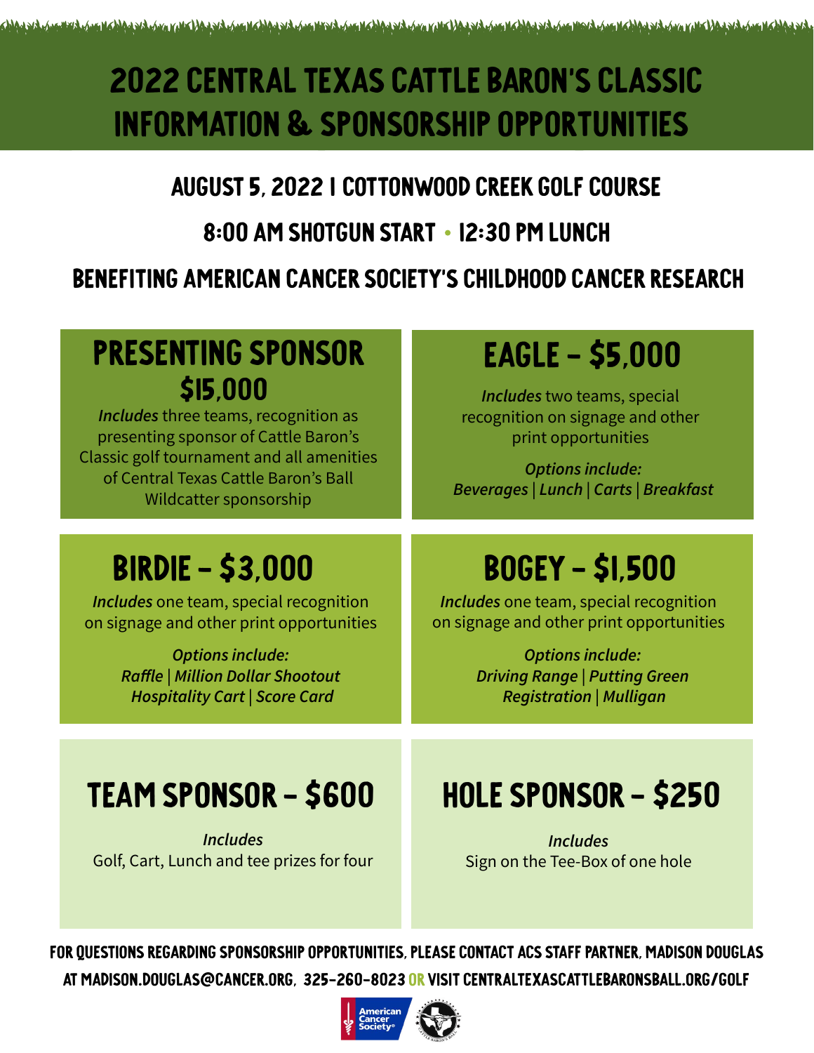# 2022 CENTRAL TEXAS CATTLE BARON'S CLASSIC INFORMATION & SPONSORSHIP OPPORTUNITIES

## AUGUST 5, 2022 | COTTONWOOD CREEK GOLF COURSE

## 8:00 AM SHOTGUN START • 12:30 PM LUNCH

## BENEFITING AMERICAN CANCER SOCIETY'S CHILDHOOD CANCER RESEARCH

### PRESENTING SPONSOR $15,000

*Includes* three teams, recognition as presenting sponsor of Cattle Baron's Classic golf tournament and all amenities of Central Texas Cattle Baron's Ball Wildcatter sponsorship

### EAGLE – $5,000

*Includes* two teams, special recognition on signage and other print opportunities

***Options include:***
***Beverages | Lunch | Carts | Breakfast***

### BIRDIE – $3,000

*Includes* one team, special recognition on signage and other print opportunities

***Options include:***
***Raffle | Million Dollar Shootout***
***Hospitality Cart | Score Card***

### BOGEY – $1,500

*Includes* one team, special recognition on signage and other print opportunities

***Options include:***
***Driving Range | Putting Green***
***Registration | Mulligan***

### TEAM SPONSOR – $600

*Includes*
Golf, Cart, Lunch and tee prizes for four

### HOLE SPONSOR – $250

*Includes*
Sign on the Tee-Box of one hole

FOR QUESTIONS REGARDING SPONSORSHIP OPPORTUNITIES, PLEASE CONTACT ACS STAFF PARTNER, MADISON DOUGLAS AT MADISON.DOUGLAS@CANCER.ORG, 325-260-8023 OR VISIT CENTRALTEXASCATTLEBARONSBALL.ORG/GOLF